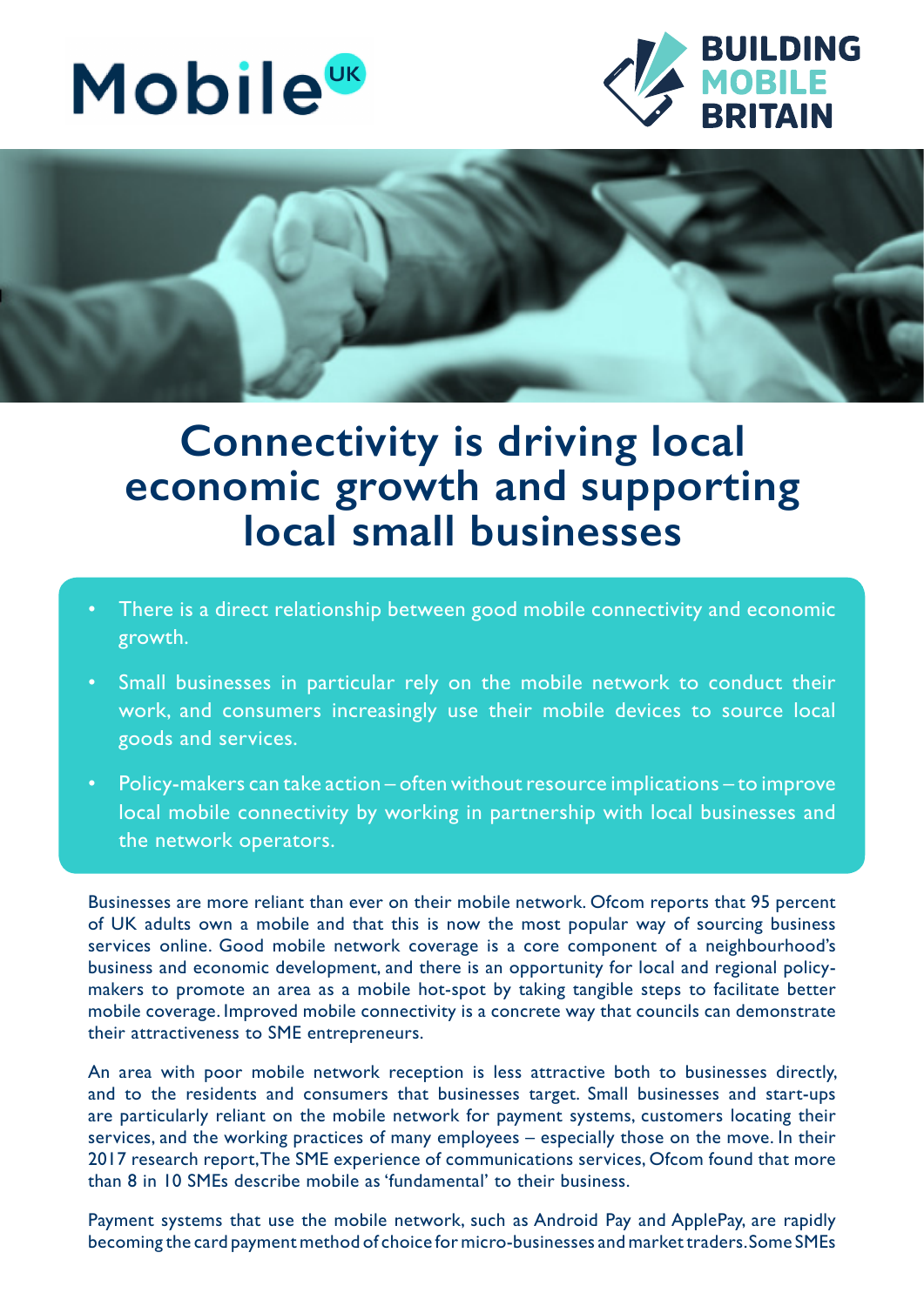Mobile UK

BUILDING MOBILE BRITAIN

# Connectivity is driving local economic growth and supporting local small businesses

- There is a direct relationship between good mobile connectivity and economic growth.
- Small businesses in particular rely on the mobile network to conduct their work, and consumers increasingly use their mobile devices to source local goods and services.
- Policy-makers can take action – often without resource implications – to improve local mobile connectivity by working in partnership with local businesses and the network operators.

Businesses are more reliant than ever on their mobile network. Ofcom reports that 95 percent of UK adults own a mobile and that this is now the most popular way of sourcing business services online. Good mobile network coverage is a core component of a neighbourhood's business and economic development, and there is an opportunity for local and regional policy-makers to promote an area as a mobile hot-spot by taking tangible steps to facilitate better mobile coverage. Improved mobile connectivity is a concrete way that councils can demonstrate their attractiveness to SME entrepreneurs.

An area with poor mobile network reception is less attractive both to businesses directly, and to the residents and consumers that businesses target. Small businesses and start-ups are particularly reliant on the mobile network for payment systems, customers locating their services, and the working practices of many employees – especially those on the move. In their 2017 research report, The SME experience of communications services, Ofcom found that more than 8 in 10 SMEs describe mobile as 'fundamental' to their business.

Payment systems that use the mobile network, such as Android Pay and ApplePay, are rapidly becoming the card payment method of choice for micro-businesses and market traders. Some SMEs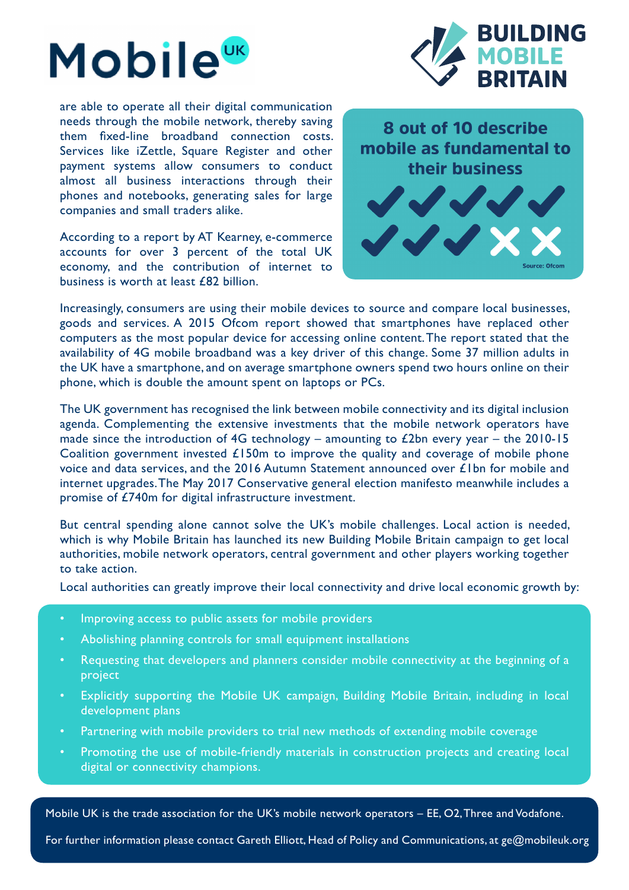are able to operate all their digital communication needs through the mobile network, thereby saving them fixed-line broadband connection costs. Services like iZettle, Square Register and other payment systems allow consumers to conduct almost all business interactions through their phones and notebooks, generating sales for large companies and small traders alike.

According to a report by AT Kearney, e-commerce accounts for over 3 percent of the total UK economy, and the contribution of internet to business is worth at least £82 billion.

**8 out of 10 describe mobile as fundamental to their business**

Source: Ofcom

Increasingly, consumers are using their mobile devices to source and compare local businesses, goods and services. A 2015 Ofcom report showed that smartphones have replaced other computers as the most popular device for accessing online content. The report stated that the availability of 4G mobile broadband was a key driver of this change. Some 37 million adults in the UK have a smartphone, and on average smartphone owners spend two hours online on their phone, which is double the amount spent on laptops or PCs.

The UK government has recognised the link between mobile connectivity and its digital inclusion agenda. Complementing the extensive investments that the mobile network operators have made since the introduction of 4G technology – amounting to £2bn every year – the 2010-15 Coalition government invested £150m to improve the quality and coverage of mobile phone voice and data services, and the 2016 Autumn Statement announced over £1bn for mobile and internet upgrades. The May 2017 Conservative general election manifesto meanwhile includes a promise of £740m for digital infrastructure investment.

But central spending alone cannot solve the UK's mobile challenges. Local action is needed, which is why Mobile Britain has launched its new Building Mobile Britain campaign to get local authorities, mobile network operators, central government and other players working together to take action.

Local authorities can greatly improve their local connectivity and drive local economic growth by:

- Improving access to public assets for mobile providers
- Abolishing planning controls for small equipment installations
- Requesting that developers and planners consider mobile connectivity at the beginning of a project
- Explicitly supporting the Mobile UK campaign, Building Mobile Britain, including in local development plans
- Partnering with mobile providers to trial new methods of extending mobile coverage
- Promoting the use of mobile-friendly materials in construction projects and creating local digital or connectivity champions.

Mobile UK is the trade association for the UK's mobile network operators – EE, O2, Three and Vodafone.

For further information please contact Gareth Elliott, Head of Policy and Communications, at ge@mobileuk.org